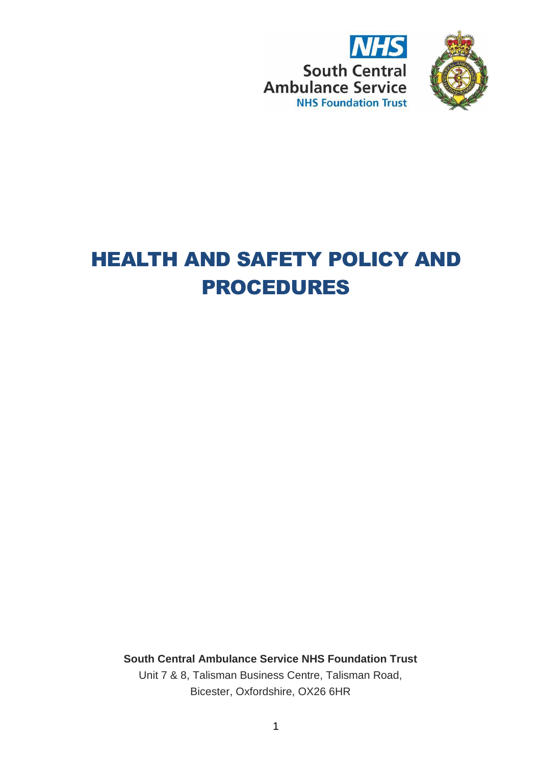NHS
South Central Ambulance Service
NHS Foundation Trust

# HEALTH AND SAFETY POLICY AND PROCEDURES

**South Central Ambulance Service NHS Foundation Trust**

Unit 7 & 8, Talisman Business Centre, Talisman Road,
Bicester, Oxfordshire, OX26 6HR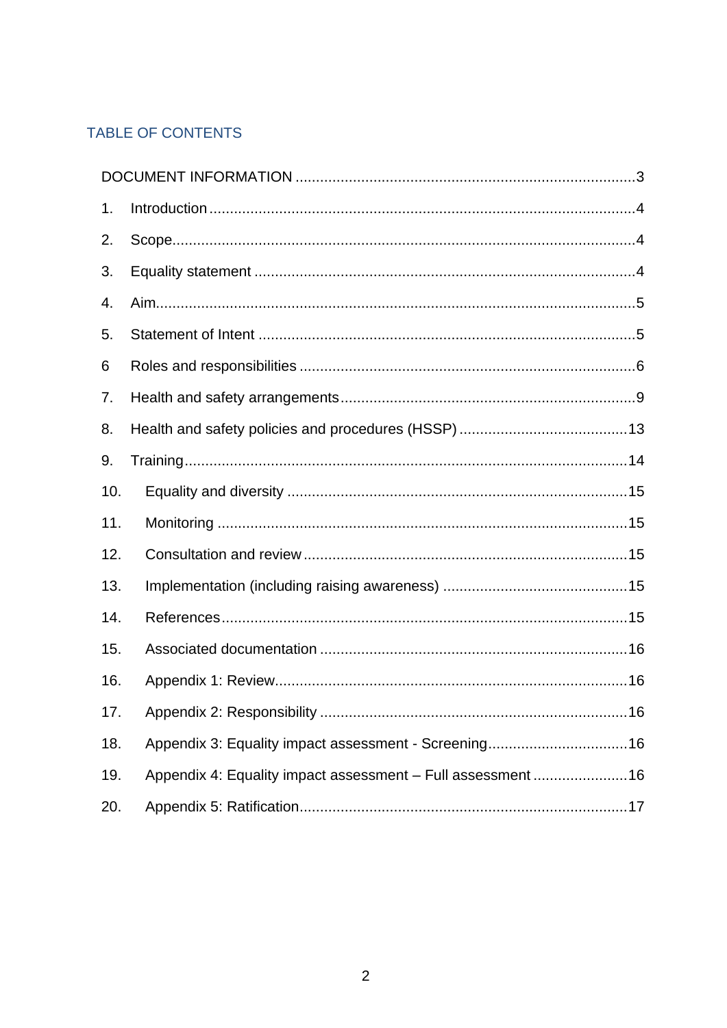## TABLE OF CONTENTS

DOCUMENT INFORMATION ..... 3

1. Introduction ..... 4
2. Scope ..... 4
3. Equality statement ..... 4
4. Aim ..... 5
5. Statement of Intent ..... 5

6 Roles and responsibilities ..... 6

7. Health and safety arrangements ..... 9
8. Health and safety policies and procedures (HSSP) ..... 13
9. Training ..... 14
10. Equality and diversity ..... 15
11. Monitoring ..... 15
12. Consultation and review ..... 15
13. Implementation (including raising awareness) ..... 15
14. References ..... 15
15. Associated documentation ..... 16
16. Appendix 1: Review ..... 16
17. Appendix 2: Responsibility ..... 16
18. Appendix 3: Equality impact assessment - Screening ..... 16
19. Appendix 4: Equality impact assessment – Full assessment ..... 16
20. Appendix 5: Ratification ..... 17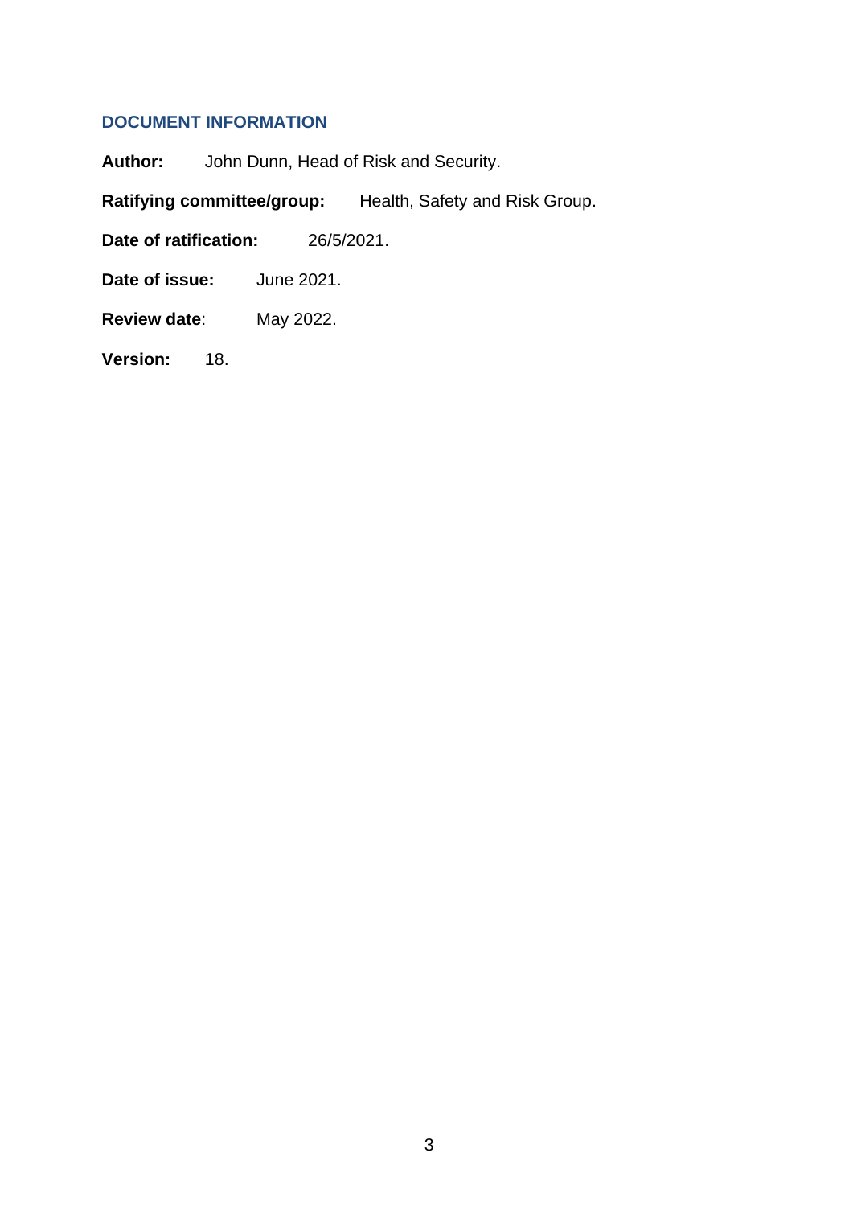## DOCUMENT INFORMATION

**Author:** John Dunn, Head of Risk and Security.

**Ratifying committee/group:** Health, Safety and Risk Group.

**Date of ratification:** 26/5/2021.

**Date of issue:** June 2021.

**Review date**: May 2022.

**Version:** 18.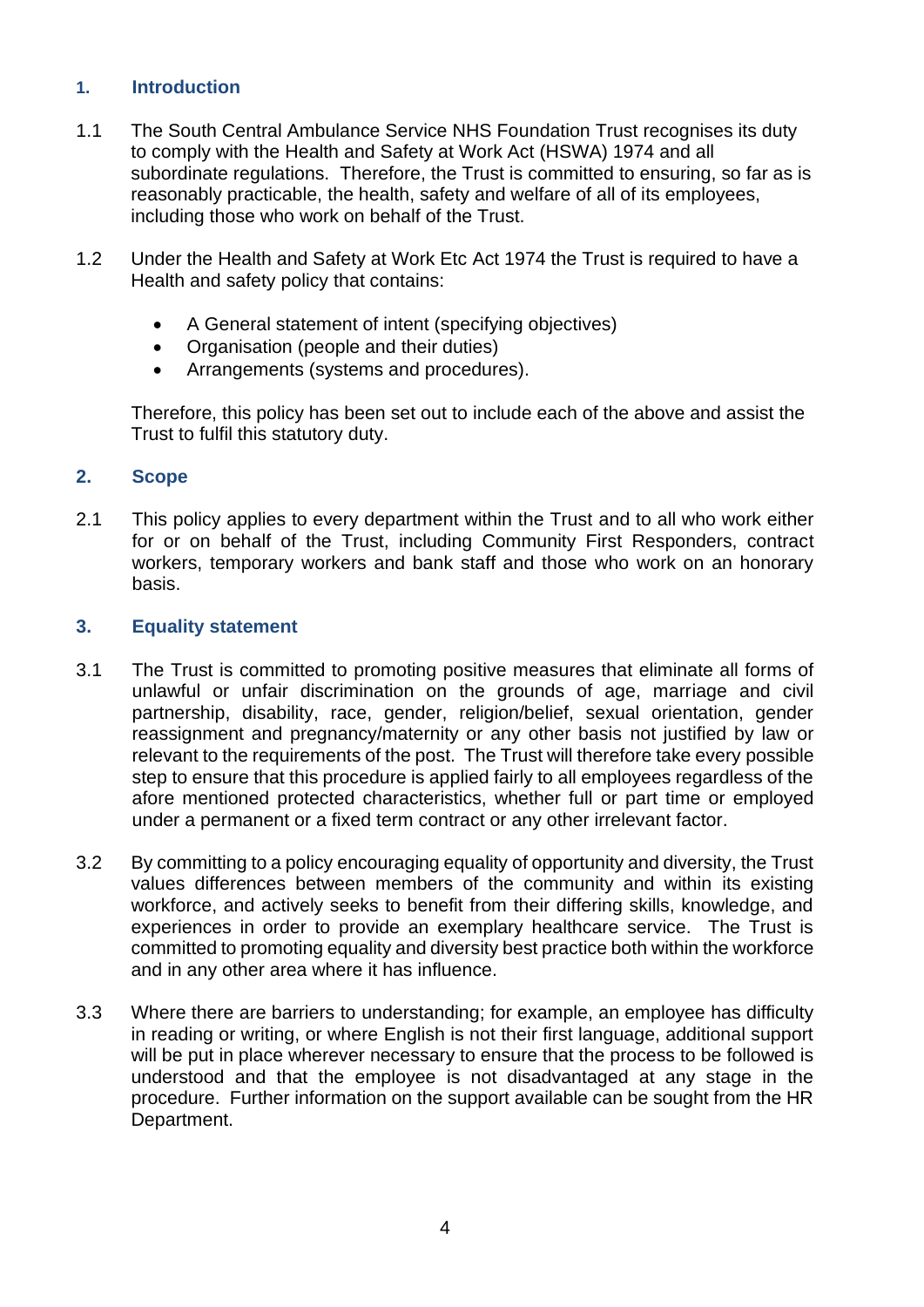## 1. Introduction

1.1 The South Central Ambulance Service NHS Foundation Trust recognises its duty to comply with the Health and Safety at Work Act (HSWA) 1974 and all subordinate regulations. Therefore, the Trust is committed to ensuring, so far as is reasonably practicable, the health, safety and welfare of all of its employees, including those who work on behalf of the Trust.

1.2 Under the Health and Safety at Work Etc Act 1974 the Trust is required to have a Health and safety policy that contains:

- A General statement of intent (specifying objectives)
- Organisation (people and their duties)
- Arrangements (systems and procedures).

Therefore, this policy has been set out to include each of the above and assist the Trust to fulfil this statutory duty.

## 2. Scope

2.1 This policy applies to every department within the Trust and to all who work either for or on behalf of the Trust, including Community First Responders, contract workers, temporary workers and bank staff and those who work on an honorary basis.

## 3. Equality statement

3.1 The Trust is committed to promoting positive measures that eliminate all forms of unlawful or unfair discrimination on the grounds of age, marriage and civil partnership, disability, race, gender, religion/belief, sexual orientation, gender reassignment and pregnancy/maternity or any other basis not justified by law or relevant to the requirements of the post. The Trust will therefore take every possible step to ensure that this procedure is applied fairly to all employees regardless of the afore mentioned protected characteristics, whether full or part time or employed under a permanent or a fixed term contract or any other irrelevant factor.

3.2 By committing to a policy encouraging equality of opportunity and diversity, the Trust values differences between members of the community and within its existing workforce, and actively seeks to benefit from their differing skills, knowledge, and experiences in order to provide an exemplary healthcare service. The Trust is committed to promoting equality and diversity best practice both within the workforce and in any other area where it has influence.

3.3 Where there are barriers to understanding; for example, an employee has difficulty in reading or writing, or where English is not their first language, additional support will be put in place wherever necessary to ensure that the process to be followed is understood and that the employee is not disadvantaged at any stage in the procedure. Further information on the support available can be sought from the HR Department.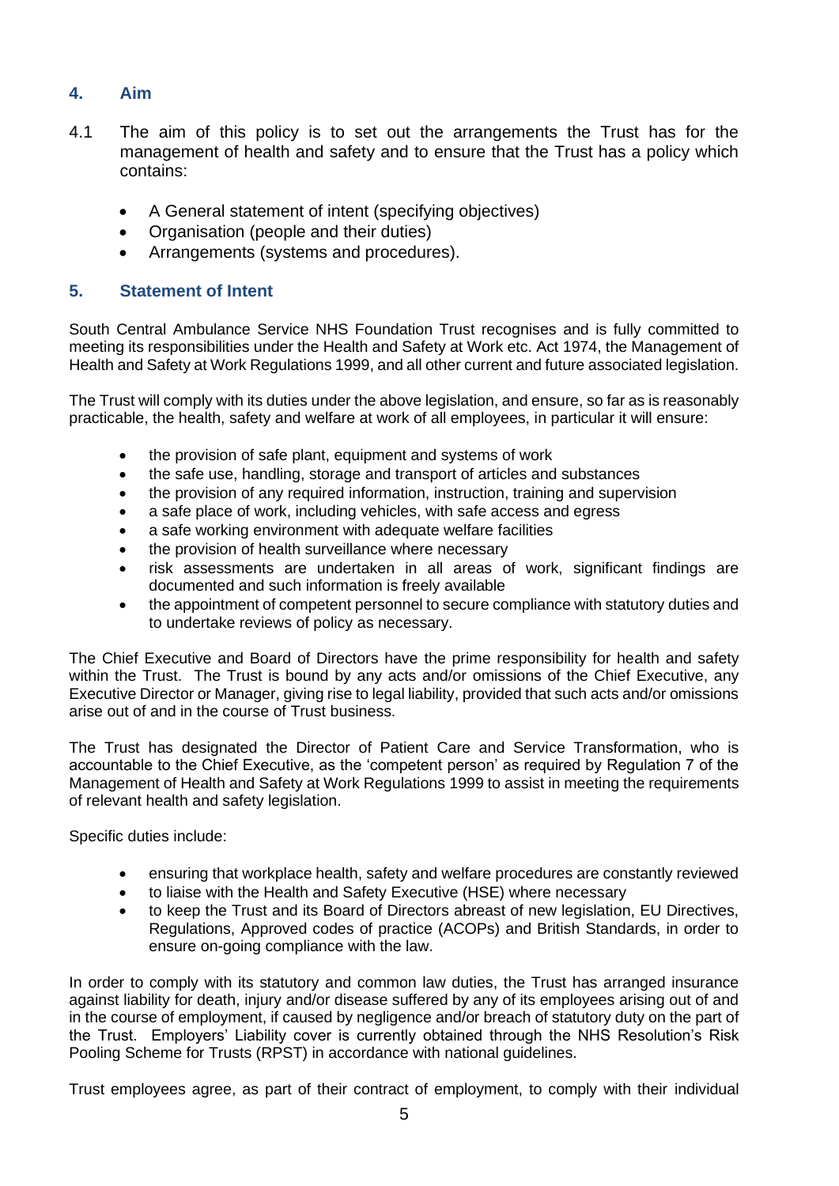## 4. Aim

4.1 The aim of this policy is to set out the arrangements the Trust has for the management of health and safety and to ensure that the Trust has a policy which contains:

- A General statement of intent (specifying objectives)
- Organisation (people and their duties)
- Arrangements (systems and procedures).

## 5. Statement of Intent

South Central Ambulance Service NHS Foundation Trust recognises and is fully committed to meeting its responsibilities under the Health and Safety at Work etc. Act 1974, the Management of Health and Safety at Work Regulations 1999, and all other current and future associated legislation.

The Trust will comply with its duties under the above legislation, and ensure, so far as is reasonably practicable, the health, safety and welfare at work of all employees, in particular it will ensure:

- the provision of safe plant, equipment and systems of work
- the safe use, handling, storage and transport of articles and substances
- the provision of any required information, instruction, training and supervision
- a safe place of work, including vehicles, with safe access and egress
- a safe working environment with adequate welfare facilities
- the provision of health surveillance where necessary
- risk assessments are undertaken in all areas of work, significant findings are documented and such information is freely available
- the appointment of competent personnel to secure compliance with statutory duties and to undertake reviews of policy as necessary.

The Chief Executive and Board of Directors have the prime responsibility for health and safety within the Trust. The Trust is bound by any acts and/or omissions of the Chief Executive, any Executive Director or Manager, giving rise to legal liability, provided that such acts and/or omissions arise out of and in the course of Trust business.

The Trust has designated the Director of Patient Care and Service Transformation, who is accountable to the Chief Executive, as the 'competent person' as required by Regulation 7 of the Management of Health and Safety at Work Regulations 1999 to assist in meeting the requirements of relevant health and safety legislation.

Specific duties include:

- ensuring that workplace health, safety and welfare procedures are constantly reviewed
- to liaise with the Health and Safety Executive (HSE) where necessary
- to keep the Trust and its Board of Directors abreast of new legislation, EU Directives, Regulations, Approved codes of practice (ACOPs) and British Standards, in order to ensure on-going compliance with the law.

In order to comply with its statutory and common law duties, the Trust has arranged insurance against liability for death, injury and/or disease suffered by any of its employees arising out of and in the course of employment, if caused by negligence and/or breach of statutory duty on the part of the Trust. Employers' Liability cover is currently obtained through the NHS Resolution's Risk Pooling Scheme for Trusts (RPST) in accordance with national guidelines.

Trust employees agree, as part of their contract of employment, to comply with their individual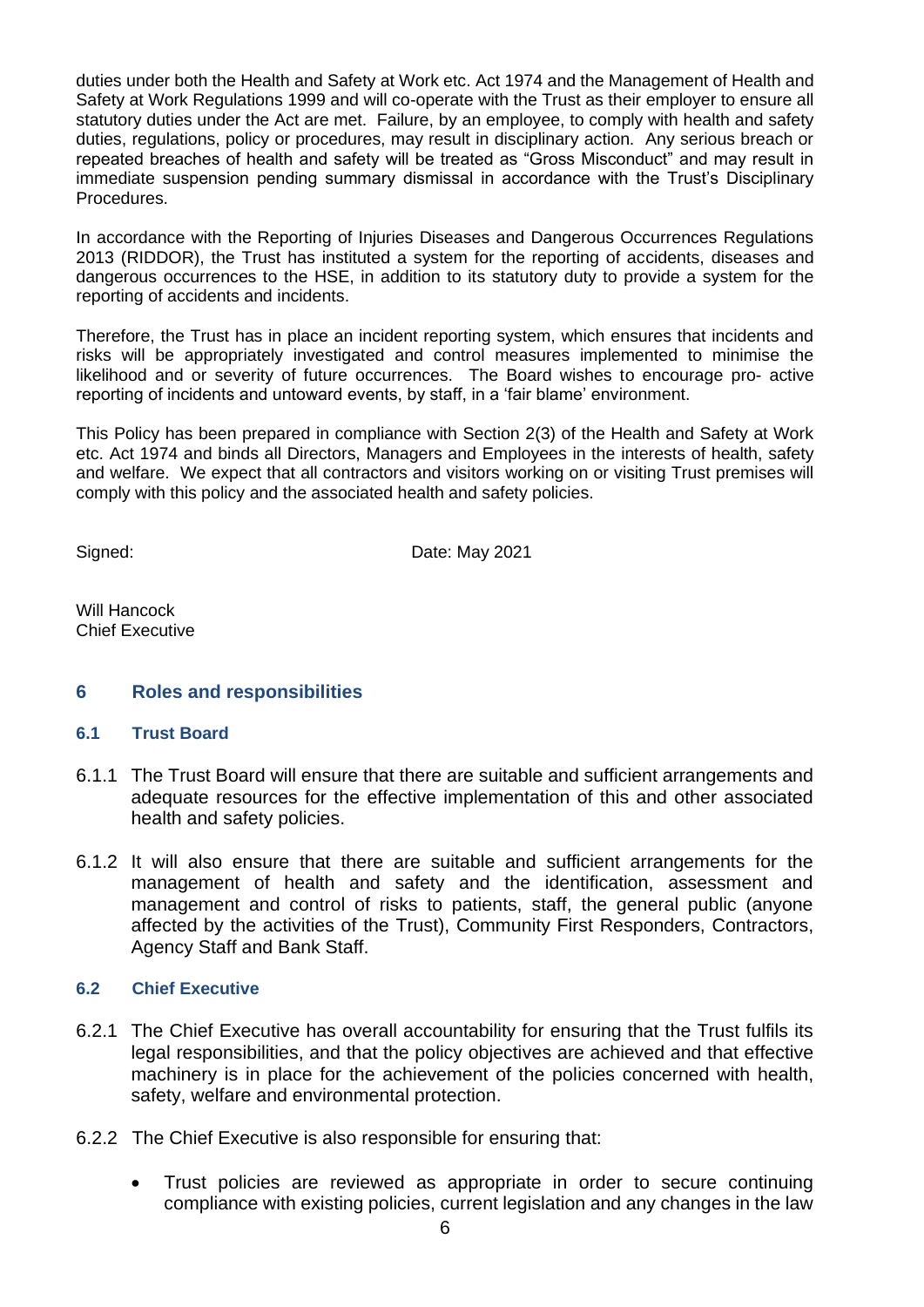duties under both the Health and Safety at Work etc. Act 1974 and the Management of Health and Safety at Work Regulations 1999 and will co-operate with the Trust as their employer to ensure all statutory duties under the Act are met. Failure, by an employee, to comply with health and safety duties, regulations, policy or procedures, may result in disciplinary action. Any serious breach or repeated breaches of health and safety will be treated as "Gross Misconduct" and may result in immediate suspension pending summary dismissal in accordance with the Trust's Disciplinary Procedures.

In accordance with the Reporting of Injuries Diseases and Dangerous Occurrences Regulations 2013 (RIDDOR), the Trust has instituted a system for the reporting of accidents, diseases and dangerous occurrences to the HSE, in addition to its statutory duty to provide a system for the reporting of accidents and incidents.

Therefore, the Trust has in place an incident reporting system, which ensures that incidents and risks will be appropriately investigated and control measures implemented to minimise the likelihood and or severity of future occurrences. The Board wishes to encourage pro- active reporting of incidents and untoward events, by staff, in a 'fair blame' environment.

This Policy has been prepared in compliance with Section 2(3) of the Health and Safety at Work etc. Act 1974 and binds all Directors, Managers and Employees in the interests of health, safety and welfare. We expect that all contractors and visitors working on or visiting Trust premises will comply with this policy and the associated health and safety policies.

Signed: Date: May 2021

Will Hancock
Chief Executive

## 6 Roles and responsibilities

### 6.1 Trust Board

6.1.1 The Trust Board will ensure that there are suitable and sufficient arrangements and adequate resources for the effective implementation of this and other associated health and safety policies.

6.1.2 It will also ensure that there are suitable and sufficient arrangements for the management of health and safety and the identification, assessment and management and control of risks to patients, staff, the general public (anyone affected by the activities of the Trust), Community First Responders, Contractors, Agency Staff and Bank Staff.

### 6.2 Chief Executive

6.2.1 The Chief Executive has overall accountability for ensuring that the Trust fulfils its legal responsibilities, and that the policy objectives are achieved and that effective machinery is in place for the achievement of the policies concerned with health, safety, welfare and environmental protection.

6.2.2 The Chief Executive is also responsible for ensuring that:

- Trust policies are reviewed as appropriate in order to secure continuing compliance with existing policies, current legislation and any changes in the law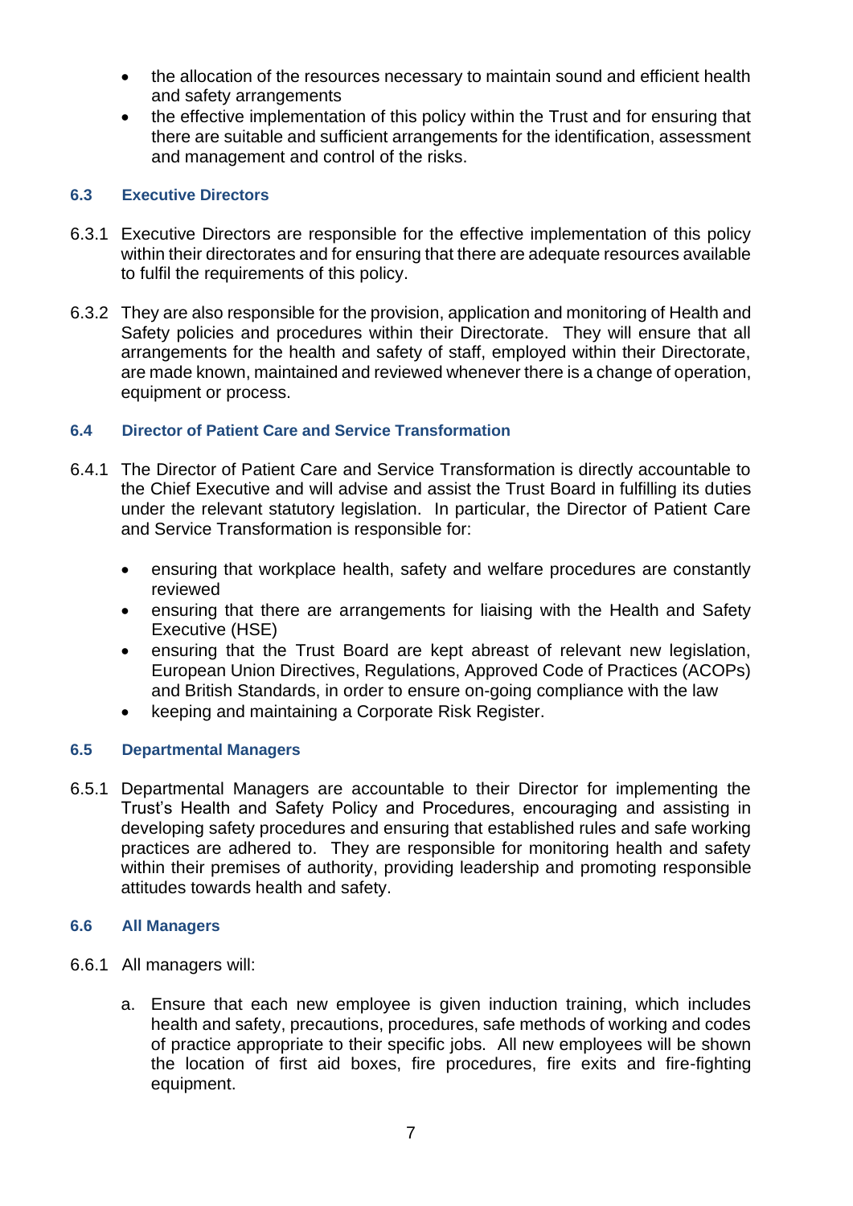- the allocation of the resources necessary to maintain sound and efficient health and safety arrangements
- the effective implementation of this policy within the Trust and for ensuring that there are suitable and sufficient arrangements for the identification, assessment and management and control of the risks.

### 6.3 Executive Directors

6.3.1 Executive Directors are responsible for the effective implementation of this policy within their directorates and for ensuring that there are adequate resources available to fulfil the requirements of this policy.

6.3.2 They are also responsible for the provision, application and monitoring of Health and Safety policies and procedures within their Directorate. They will ensure that all arrangements for the health and safety of staff, employed within their Directorate, are made known, maintained and reviewed whenever there is a change of operation, equipment or process.

### 6.4 Director of Patient Care and Service Transformation

6.4.1 The Director of Patient Care and Service Transformation is directly accountable to the Chief Executive and will advise and assist the Trust Board in fulfilling its duties under the relevant statutory legislation. In particular, the Director of Patient Care and Service Transformation is responsible for:

- ensuring that workplace health, safety and welfare procedures are constantly reviewed
- ensuring that there are arrangements for liaising with the Health and Safety Executive (HSE)
- ensuring that the Trust Board are kept abreast of relevant new legislation, European Union Directives, Regulations, Approved Code of Practices (ACOPs) and British Standards, in order to ensure on-going compliance with the law
- keeping and maintaining a Corporate Risk Register.

### 6.5 Departmental Managers

6.5.1 Departmental Managers are accountable to their Director for implementing the Trust's Health and Safety Policy and Procedures, encouraging and assisting in developing safety procedures and ensuring that established rules and safe working practices are adhered to. They are responsible for monitoring health and safety within their premises of authority, providing leadership and promoting responsible attitudes towards health and safety.

### 6.6 All Managers

6.6.1 All managers will:

a. Ensure that each new employee is given induction training, which includes health and safety, precautions, procedures, safe methods of working and codes of practice appropriate to their specific jobs. All new employees will be shown the location of first aid boxes, fire procedures, fire exits and fire-fighting equipment.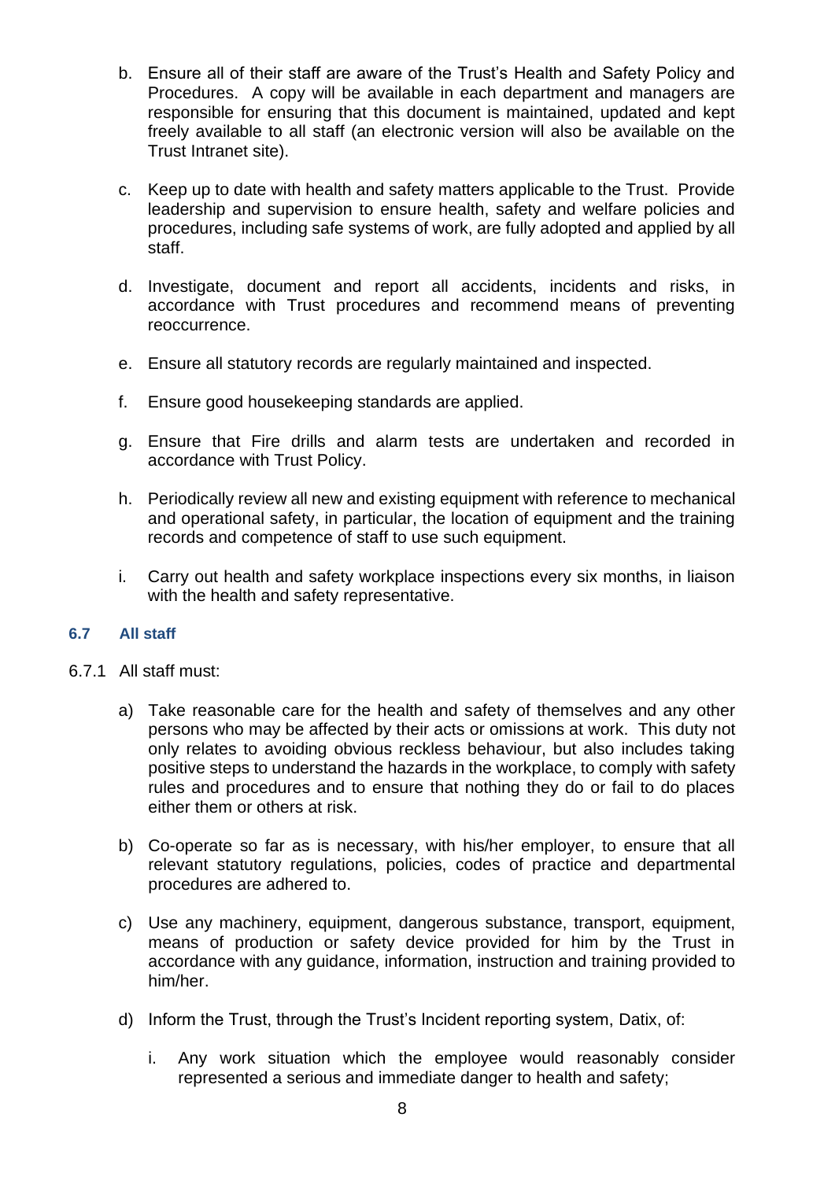b. Ensure all of their staff are aware of the Trust's Health and Safety Policy and Procedures. A copy will be available in each department and managers are responsible for ensuring that this document is maintained, updated and kept freely available to all staff (an electronic version will also be available on the Trust Intranet site).

c. Keep up to date with health and safety matters applicable to the Trust. Provide leadership and supervision to ensure health, safety and welfare policies and procedures, including safe systems of work, are fully adopted and applied by all staff.

d. Investigate, document and report all accidents, incidents and risks, in accordance with Trust procedures and recommend means of preventing reoccurrence.

e. Ensure all statutory records are regularly maintained and inspected.

f. Ensure good housekeeping standards are applied.

g. Ensure that Fire drills and alarm tests are undertaken and recorded in accordance with Trust Policy.

h. Periodically review all new and existing equipment with reference to mechanical and operational safety, in particular, the location of equipment and the training records and competence of staff to use such equipment.

i. Carry out health and safety workplace inspections every six months, in liaison with the health and safety representative.

### 6.7 All staff

6.7.1 All staff must:

a) Take reasonable care for the health and safety of themselves and any other persons who may be affected by their acts or omissions at work. This duty not only relates to avoiding obvious reckless behaviour, but also includes taking positive steps to understand the hazards in the workplace, to comply with safety rules and procedures and to ensure that nothing they do or fail to do places either them or others at risk.

b) Co-operate so far as is necessary, with his/her employer, to ensure that all relevant statutory regulations, policies, codes of practice and departmental procedures are adhered to.

c) Use any machinery, equipment, dangerous substance, transport, equipment, means of production or safety device provided for him by the Trust in accordance with any guidance, information, instruction and training provided to him/her.

d) Inform the Trust, through the Trust's Incident reporting system, Datix, of:

   i. Any work situation which the employee would reasonably consider represented a serious and immediate danger to health and safety;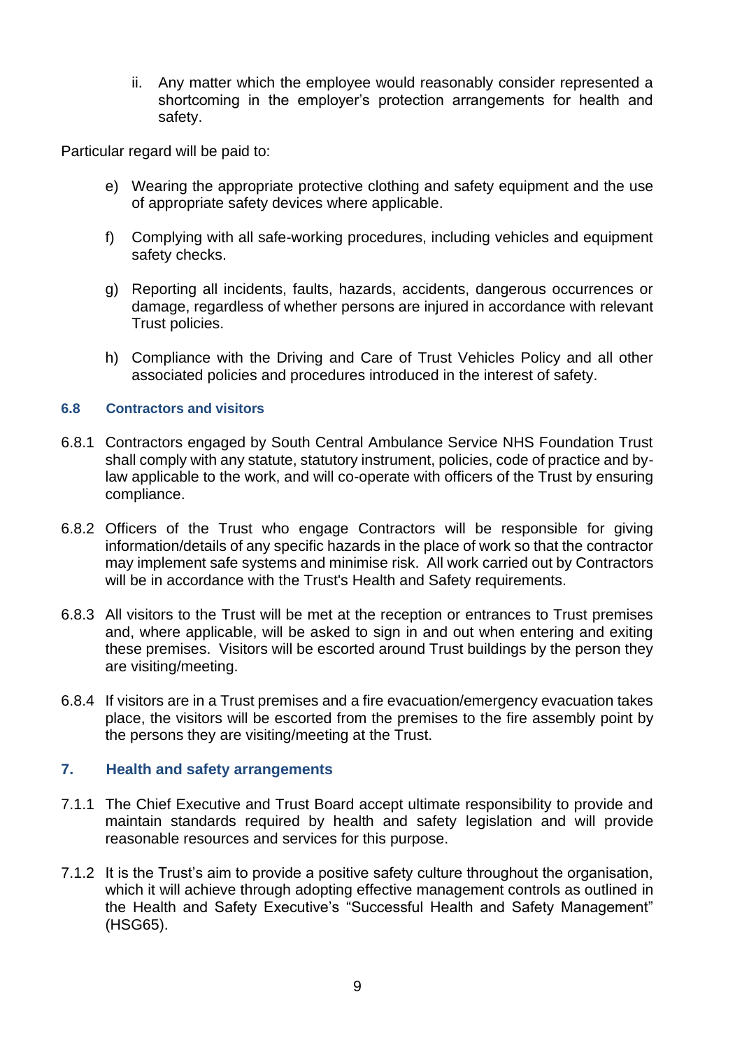ii. Any matter which the employee would reasonably consider represented a shortcoming in the employer's protection arrangements for health and safety.

Particular regard will be paid to:

e) Wearing the appropriate protective clothing and safety equipment and the use of appropriate safety devices where applicable.

f) Complying with all safe-working procedures, including vehicles and equipment safety checks.

g) Reporting all incidents, faults, hazards, accidents, dangerous occurrences or damage, regardless of whether persons are injured in accordance with relevant Trust policies.

h) Compliance with the Driving and Care of Trust Vehicles Policy and all other associated policies and procedures introduced in the interest of safety.

### 6.8 Contractors and visitors

6.8.1 Contractors engaged by South Central Ambulance Service NHS Foundation Trust shall comply with any statute, statutory instrument, policies, code of practice and by-law applicable to the work, and will co-operate with officers of the Trust by ensuring compliance.

6.8.2 Officers of the Trust who engage Contractors will be responsible for giving information/details of any specific hazards in the place of work so that the contractor may implement safe systems and minimise risk. All work carried out by Contractors will be in accordance with the Trust's Health and Safety requirements.

6.8.3 All visitors to the Trust will be met at the reception or entrances to Trust premises and, where applicable, will be asked to sign in and out when entering and exiting these premises. Visitors will be escorted around Trust buildings by the person they are visiting/meeting.

6.8.4 If visitors are in a Trust premises and a fire evacuation/emergency evacuation takes place, the visitors will be escorted from the premises to the fire assembly point by the persons they are visiting/meeting at the Trust.

## 7. Health and safety arrangements

7.1.1 The Chief Executive and Trust Board accept ultimate responsibility to provide and maintain standards required by health and safety legislation and will provide reasonable resources and services for this purpose.

7.1.2 It is the Trust's aim to provide a positive safety culture throughout the organisation, which it will achieve through adopting effective management controls as outlined in the Health and Safety Executive's "Successful Health and Safety Management" (HSG65).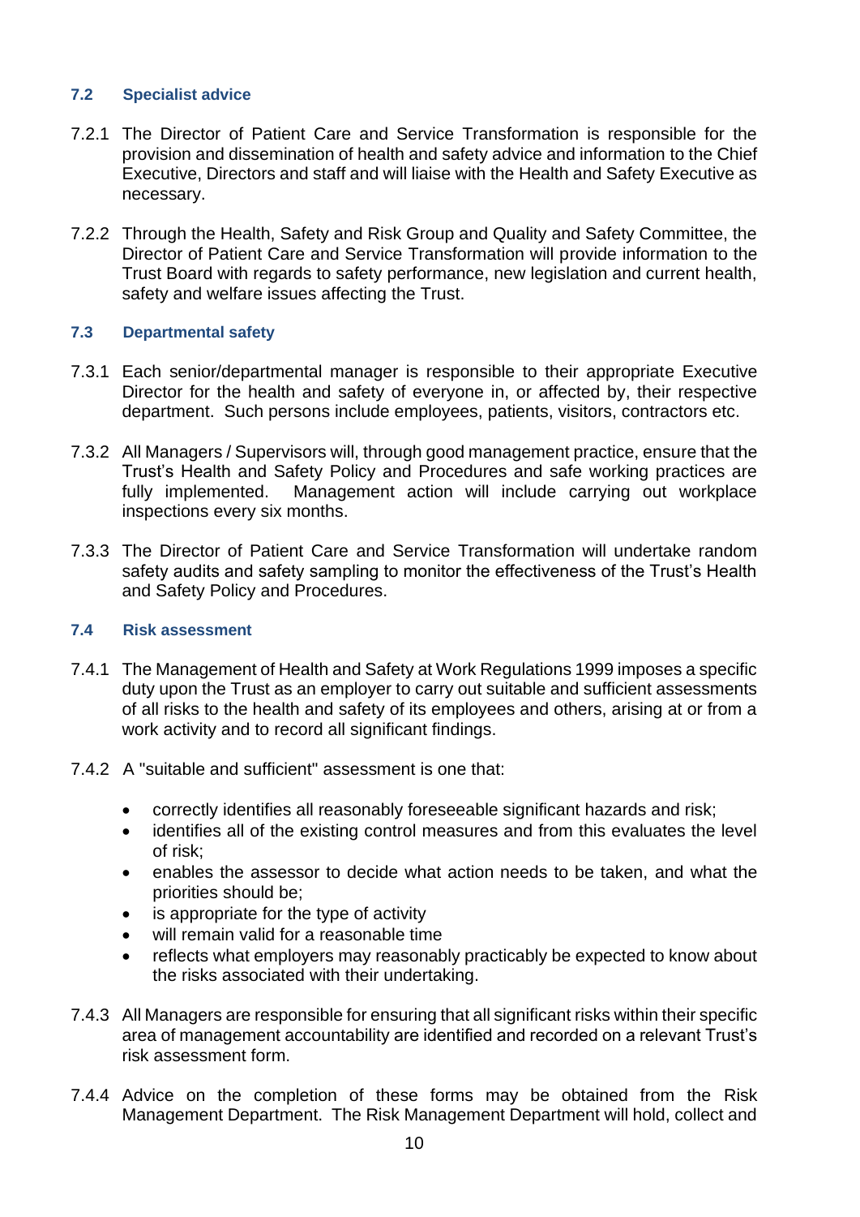### 7.2 Specialist advice

7.2.1 The Director of Patient Care and Service Transformation is responsible for the provision and dissemination of health and safety advice and information to the Chief Executive, Directors and staff and will liaise with the Health and Safety Executive as necessary.

7.2.2 Through the Health, Safety and Risk Group and Quality and Safety Committee, the Director of Patient Care and Service Transformation will provide information to the Trust Board with regards to safety performance, new legislation and current health, safety and welfare issues affecting the Trust.

### 7.3 Departmental safety

7.3.1 Each senior/departmental manager is responsible to their appropriate Executive Director for the health and safety of everyone in, or affected by, their respective department. Such persons include employees, patients, visitors, contractors etc.

7.3.2 All Managers / Supervisors will, through good management practice, ensure that the Trust's Health and Safety Policy and Procedures and safe working practices are fully implemented. Management action will include carrying out workplace inspections every six months.

7.3.3 The Director of Patient Care and Service Transformation will undertake random safety audits and safety sampling to monitor the effectiveness of the Trust's Health and Safety Policy and Procedures.

### 7.4 Risk assessment

7.4.1 The Management of Health and Safety at Work Regulations 1999 imposes a specific duty upon the Trust as an employer to carry out suitable and sufficient assessments of all risks to the health and safety of its employees and others, arising at or from a work activity and to record all significant findings.

7.4.2 A "suitable and sufficient" assessment is one that:

- correctly identifies all reasonably foreseeable significant hazards and risk;
- identifies all of the existing control measures and from this evaluates the level of risk;
- enables the assessor to decide what action needs to be taken, and what the priorities should be;
- is appropriate for the type of activity
- will remain valid for a reasonable time
- reflects what employers may reasonably practicably be expected to know about the risks associated with their undertaking.

7.4.3 All Managers are responsible for ensuring that all significant risks within their specific area of management accountability are identified and recorded on a relevant Trust's risk assessment form.

7.4.4 Advice on the completion of these forms may be obtained from the Risk Management Department. The Risk Management Department will hold, collect and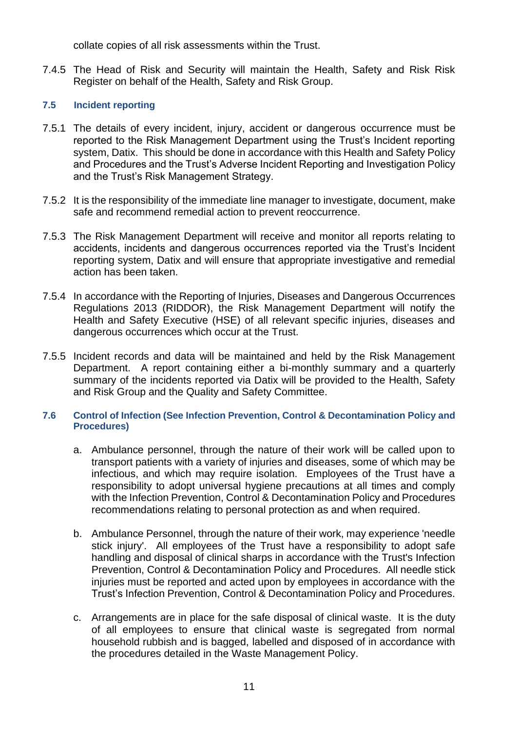collate copies of all risk assessments within the Trust.

7.4.5 The Head of Risk and Security will maintain the Health, Safety and Risk Risk Register on behalf of the Health, Safety and Risk Group.

### 7.5 Incident reporting

7.5.1 The details of every incident, injury, accident or dangerous occurrence must be reported to the Risk Management Department using the Trust's Incident reporting system, Datix. This should be done in accordance with this Health and Safety Policy and Procedures and the Trust's Adverse Incident Reporting and Investigation Policy and the Trust's Risk Management Strategy.

7.5.2 It is the responsibility of the immediate line manager to investigate, document, make safe and recommend remedial action to prevent reoccurrence.

7.5.3 The Risk Management Department will receive and monitor all reports relating to accidents, incidents and dangerous occurrences reported via the Trust's Incident reporting system, Datix and will ensure that appropriate investigative and remedial action has been taken.

7.5.4 In accordance with the Reporting of Injuries, Diseases and Dangerous Occurrences Regulations 2013 (RIDDOR), the Risk Management Department will notify the Health and Safety Executive (HSE) of all relevant specific injuries, diseases and dangerous occurrences which occur at the Trust.

7.5.5 Incident records and data will be maintained and held by the Risk Management Department. A report containing either a bi-monthly summary and a quarterly summary of the incidents reported via Datix will be provided to the Health, Safety and Risk Group and the Quality and Safety Committee.

### 7.6 Control of Infection (See Infection Prevention, Control & Decontamination Policy and Procedures)

a. Ambulance personnel, through the nature of their work will be called upon to transport patients with a variety of injuries and diseases, some of which may be infectious, and which may require isolation. Employees of the Trust have a responsibility to adopt universal hygiene precautions at all times and comply with the Infection Prevention, Control & Decontamination Policy and Procedures recommendations relating to personal protection as and when required.

b. Ambulance Personnel, through the nature of their work, may experience 'needle stick injury'. All employees of the Trust have a responsibility to adopt safe handling and disposal of clinical sharps in accordance with the Trust's Infection Prevention, Control & Decontamination Policy and Procedures. All needle stick injuries must be reported and acted upon by employees in accordance with the Trust's Infection Prevention, Control & Decontamination Policy and Procedures.

c. Arrangements are in place for the safe disposal of clinical waste. It is the duty of all employees to ensure that clinical waste is segregated from normal household rubbish and is bagged, labelled and disposed of in accordance with the procedures detailed in the Waste Management Policy.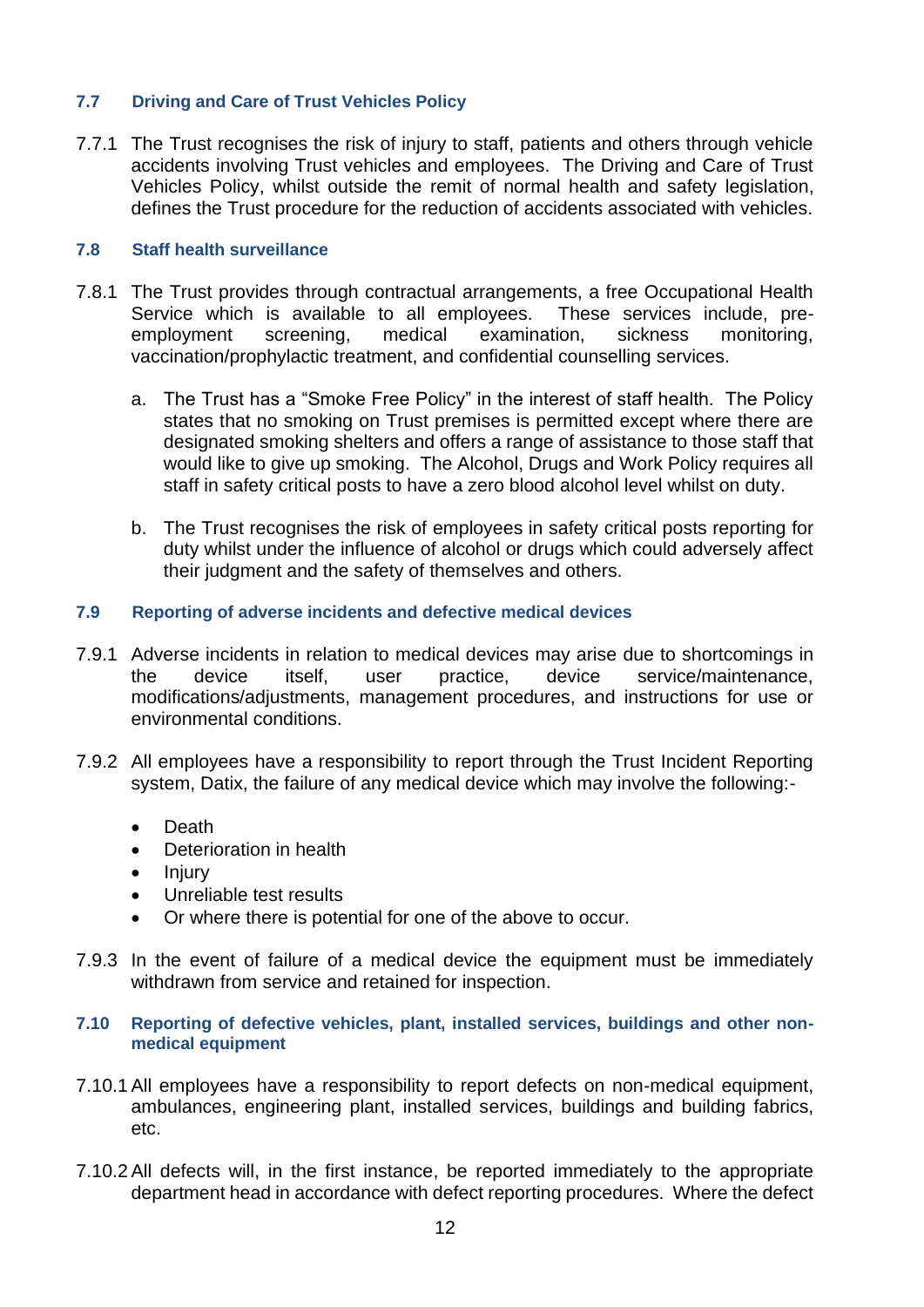### 7.7 Driving and Care of Trust Vehicles Policy

7.7.1 The Trust recognises the risk of injury to staff, patients and others through vehicle accidents involving Trust vehicles and employees. The Driving and Care of Trust Vehicles Policy, whilst outside the remit of normal health and safety legislation, defines the Trust procedure for the reduction of accidents associated with vehicles.

### 7.8 Staff health surveillance

7.8.1 The Trust provides through contractual arrangements, a free Occupational Health Service which is available to all employees. These services include, pre-employment screening, medical examination, sickness monitoring, vaccination/prophylactic treatment, and confidential counselling services.

a. The Trust has a "Smoke Free Policy" in the interest of staff health. The Policy states that no smoking on Trust premises is permitted except where there are designated smoking shelters and offers a range of assistance to those staff that would like to give up smoking. The Alcohol, Drugs and Work Policy requires all staff in safety critical posts to have a zero blood alcohol level whilst on duty.

b. The Trust recognises the risk of employees in safety critical posts reporting for duty whilst under the influence of alcohol or drugs which could adversely affect their judgment and the safety of themselves and others.

### 7.9 Reporting of adverse incidents and defective medical devices

7.9.1 Adverse incidents in relation to medical devices may arise due to shortcomings in the device itself, user practice, device service/maintenance, modifications/adjustments, management procedures, and instructions for use or environmental conditions.

7.9.2 All employees have a responsibility to report through the Trust Incident Reporting system, Datix, the failure of any medical device which may involve the following:-

- Death
- Deterioration in health
- Injury
- Unreliable test results
- Or where there is potential for one of the above to occur.

7.9.3 In the event of failure of a medical device the equipment must be immediately withdrawn from service and retained for inspection.

### 7.10 Reporting of defective vehicles, plant, installed services, buildings and other non-medical equipment

7.10.1 All employees have a responsibility to report defects on non-medical equipment, ambulances, engineering plant, installed services, buildings and building fabrics, etc.

7.10.2 All defects will, in the first instance, be reported immediately to the appropriate department head in accordance with defect reporting procedures. Where the defect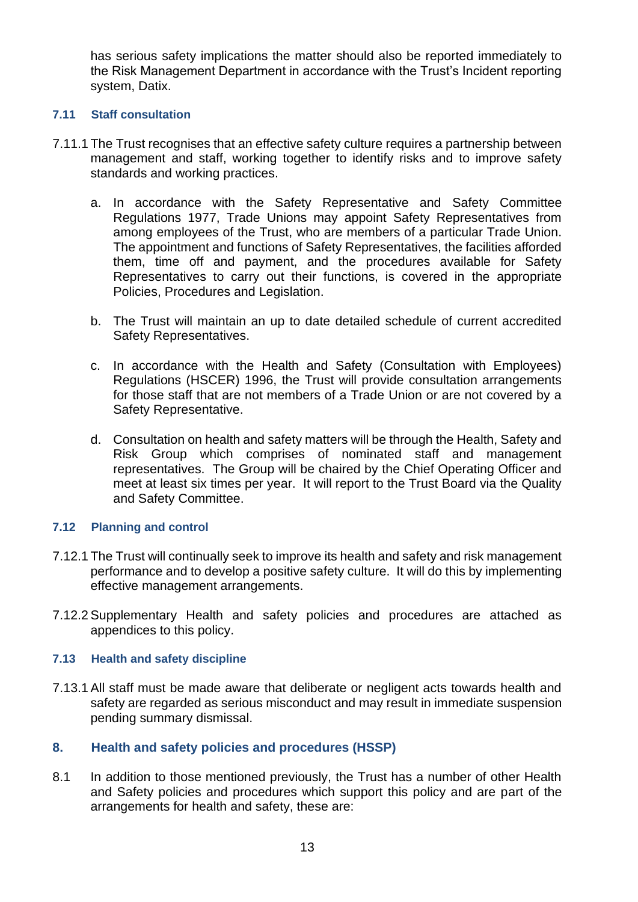has serious safety implications the matter should also be reported immediately to the Risk Management Department in accordance with the Trust's Incident reporting system, Datix.

### 7.11 Staff consultation

7.11.1 The Trust recognises that an effective safety culture requires a partnership between management and staff, working together to identify risks and to improve safety standards and working practices.

a. In accordance with the Safety Representative and Safety Committee Regulations 1977, Trade Unions may appoint Safety Representatives from among employees of the Trust, who are members of a particular Trade Union. The appointment and functions of Safety Representatives, the facilities afforded them, time off and payment, and the procedures available for Safety Representatives to carry out their functions, is covered in the appropriate Policies, Procedures and Legislation.

b. The Trust will maintain an up to date detailed schedule of current accredited Safety Representatives.

c. In accordance with the Health and Safety (Consultation with Employees) Regulations (HSCER) 1996, the Trust will provide consultation arrangements for those staff that are not members of a Trade Union or are not covered by a Safety Representative.

d. Consultation on health and safety matters will be through the Health, Safety and Risk Group which comprises of nominated staff and management representatives. The Group will be chaired by the Chief Operating Officer and meet at least six times per year. It will report to the Trust Board via the Quality and Safety Committee.

### 7.12 Planning and control

7.12.1 The Trust will continually seek to improve its health and safety and risk management performance and to develop a positive safety culture. It will do this by implementing effective management arrangements.

7.12.2 Supplementary Health and safety policies and procedures are attached as appendices to this policy.

### 7.13 Health and safety discipline

7.13.1 All staff must be made aware that deliberate or negligent acts towards health and safety are regarded as serious misconduct and may result in immediate suspension pending summary dismissal.

## 8. Health and safety policies and procedures (HSSP)

8.1 In addition to those mentioned previously, the Trust has a number of other Health and Safety policies and procedures which support this policy and are part of the arrangements for health and safety, these are: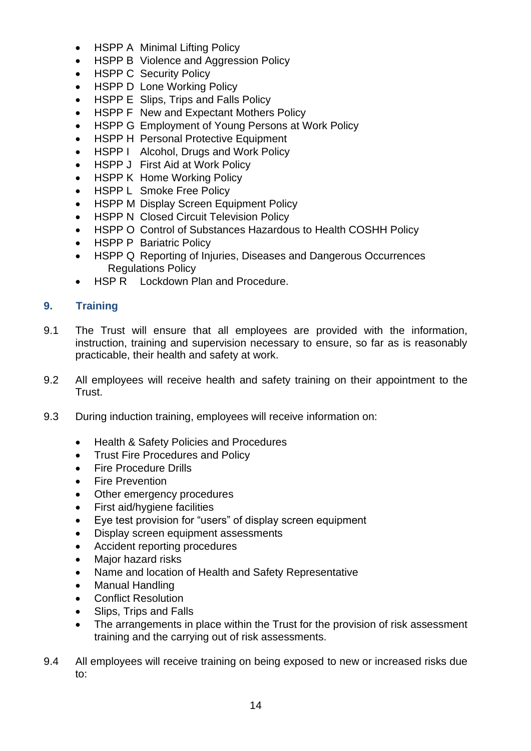- HSPP A  Minimal Lifting Policy
- HSPP B  Violence and Aggression Policy
- HSPP C  Security Policy
- HSPP D  Lone Working Policy
- HSPP E  Slips, Trips and Falls Policy
- HSPP F  New and Expectant Mothers Policy
- HSPP G  Employment of Young Persons at Work Policy
- HSPP H  Personal Protective Equipment
- HSPP I  Alcohol, Drugs and Work Policy
- HSPP J  First Aid at Work Policy
- HSPP K  Home Working Policy
- HSPP L  Smoke Free Policy
- HSPP M  Display Screen Equipment Policy
- HSPP N  Closed Circuit Television Policy
- HSPP O  Control of Substances Hazardous to Health COSHH Policy
- HSPP P  Bariatric Policy
- HSPP Q  Reporting of Injuries, Diseases and Dangerous Occurrences Regulations Policy
- HSP R  Lockdown Plan and Procedure.

## 9. Training

9.1 The Trust will ensure that all employees are provided with the information, instruction, training and supervision necessary to ensure, so far as is reasonably practicable, their health and safety at work.

9.2 All employees will receive health and safety training on their appointment to the Trust.

9.3 During induction training, employees will receive information on:

- Health & Safety Policies and Procedures
- Trust Fire Procedures and Policy
- Fire Procedure Drills
- Fire Prevention
- Other emergency procedures
- First aid/hygiene facilities
- Eye test provision for "users" of display screen equipment
- Display screen equipment assessments
- Accident reporting procedures
- Major hazard risks
- Name and location of Health and Safety Representative
- Manual Handling
- Conflict Resolution
- Slips, Trips and Falls
- The arrangements in place within the Trust for the provision of risk assessment training and the carrying out of risk assessments.

9.4 All employees will receive training on being exposed to new or increased risks due to: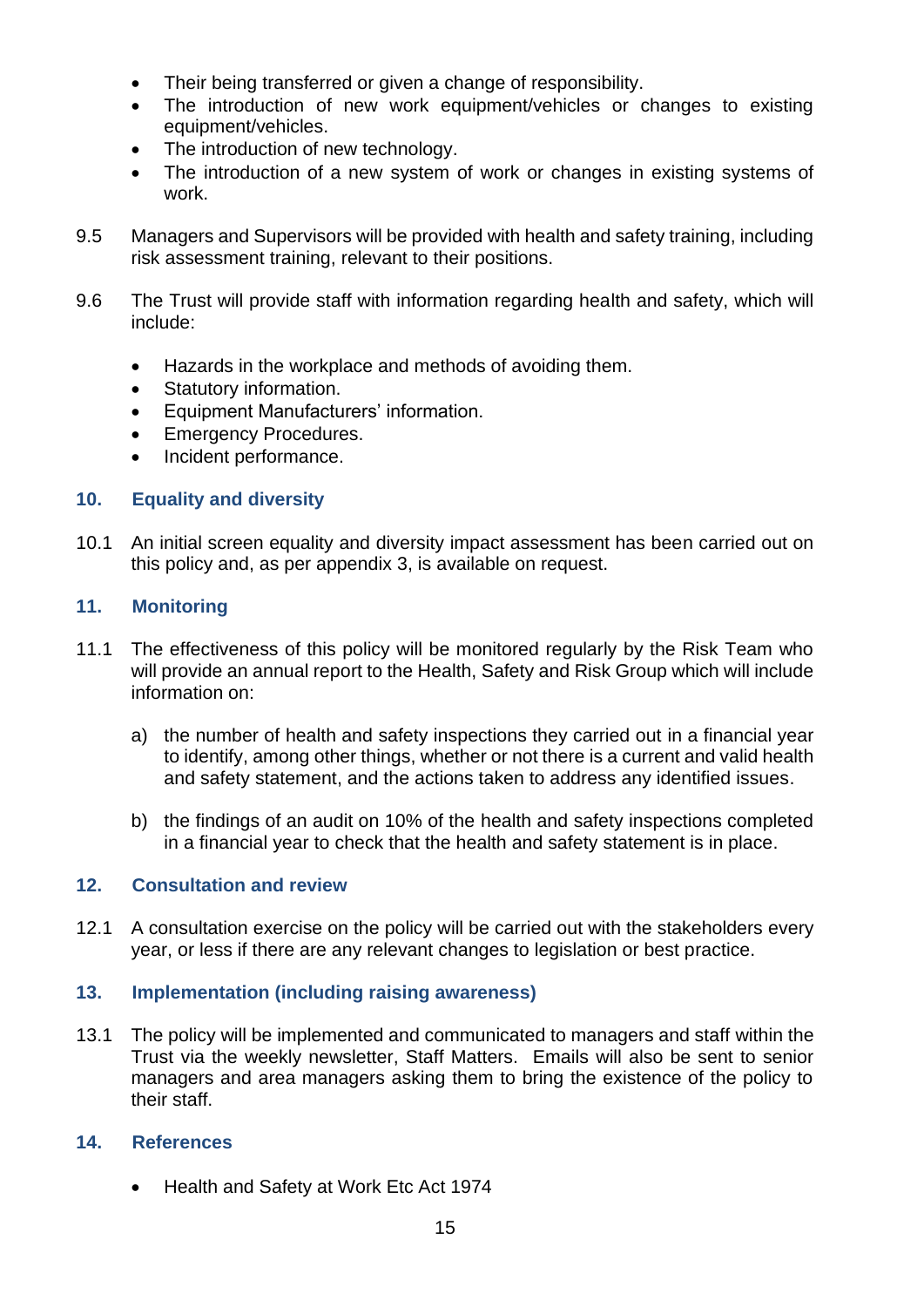- Their being transferred or given a change of responsibility.
- The introduction of new work equipment/vehicles or changes to existing equipment/vehicles.
- The introduction of new technology.
- The introduction of a new system of work or changes in existing systems of work.

9.5 Managers and Supervisors will be provided with health and safety training, including risk assessment training, relevant to their positions.

9.6 The Trust will provide staff with information regarding health and safety, which will include:

- Hazards in the workplace and methods of avoiding them.
- Statutory information.
- Equipment Manufacturers' information.
- Emergency Procedures.
- Incident performance.

## 10. Equality and diversity

10.1 An initial screen equality and diversity impact assessment has been carried out on this policy and, as per appendix 3, is available on request.

## 11. Monitoring

11.1 The effectiveness of this policy will be monitored regularly by the Risk Team who will provide an annual report to the Health, Safety and Risk Group which will include information on:

a) the number of health and safety inspections they carried out in a financial year to identify, among other things, whether or not there is a current and valid health and safety statement, and the actions taken to address any identified issues.

b) the findings of an audit on 10% of the health and safety inspections completed in a financial year to check that the health and safety statement is in place.

## 12. Consultation and review

12.1 A consultation exercise on the policy will be carried out with the stakeholders every year, or less if there are any relevant changes to legislation or best practice.

## 13. Implementation (including raising awareness)

13.1 The policy will be implemented and communicated to managers and staff within the Trust via the weekly newsletter, Staff Matters. Emails will also be sent to senior managers and area managers asking them to bring the existence of the policy to their staff.

## 14. References

- Health and Safety at Work Etc Act 1974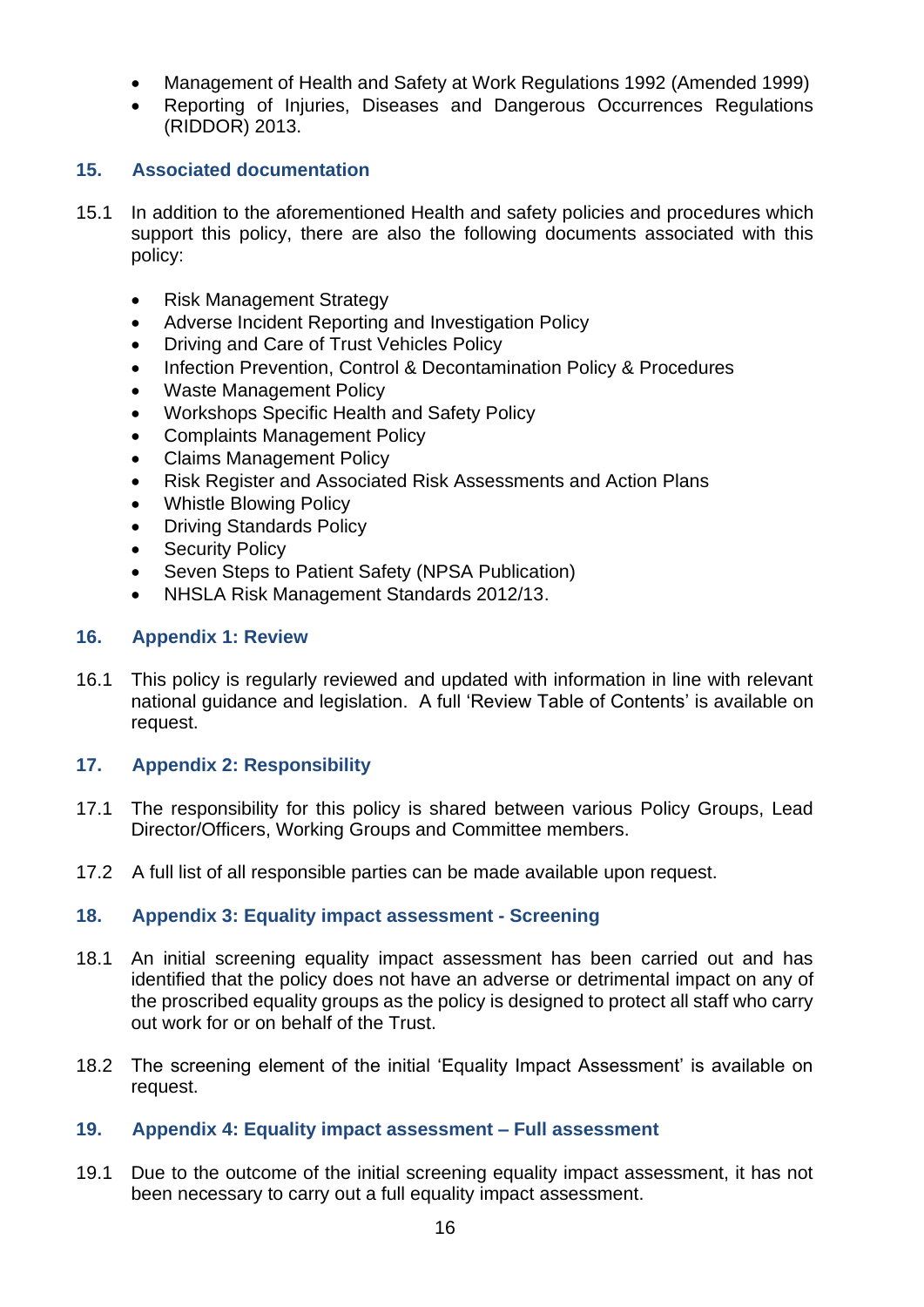- Management of Health and Safety at Work Regulations 1992 (Amended 1999)
- Reporting of Injuries, Diseases and Dangerous Occurrences Regulations (RIDDOR) 2013.

## 15. Associated documentation

15.1 In addition to the aforementioned Health and safety policies and procedures which support this policy, there are also the following documents associated with this policy:

- Risk Management Strategy
- Adverse Incident Reporting and Investigation Policy
- Driving and Care of Trust Vehicles Policy
- Infection Prevention, Control & Decontamination Policy & Procedures
- Waste Management Policy
- Workshops Specific Health and Safety Policy
- Complaints Management Policy
- Claims Management Policy
- Risk Register and Associated Risk Assessments and Action Plans
- Whistle Blowing Policy
- Driving Standards Policy
- Security Policy
- Seven Steps to Patient Safety (NPSA Publication)
- NHSLA Risk Management Standards 2012/13.

## 16. Appendix 1: Review

16.1 This policy is regularly reviewed and updated with information in line with relevant national guidance and legislation. A full 'Review Table of Contents' is available on request.

## 17. Appendix 2: Responsibility

17.1 The responsibility for this policy is shared between various Policy Groups, Lead Director/Officers, Working Groups and Committee members.

17.2 A full list of all responsible parties can be made available upon request.

## 18. Appendix 3: Equality impact assessment - Screening

18.1 An initial screening equality impact assessment has been carried out and has identified that the policy does not have an adverse or detrimental impact on any of the proscribed equality groups as the policy is designed to protect all staff who carry out work for or on behalf of the Trust.

18.2 The screening element of the initial 'Equality Impact Assessment' is available on request.

## 19. Appendix 4: Equality impact assessment – Full assessment

19.1 Due to the outcome of the initial screening equality impact assessment, it has not been necessary to carry out a full equality impact assessment.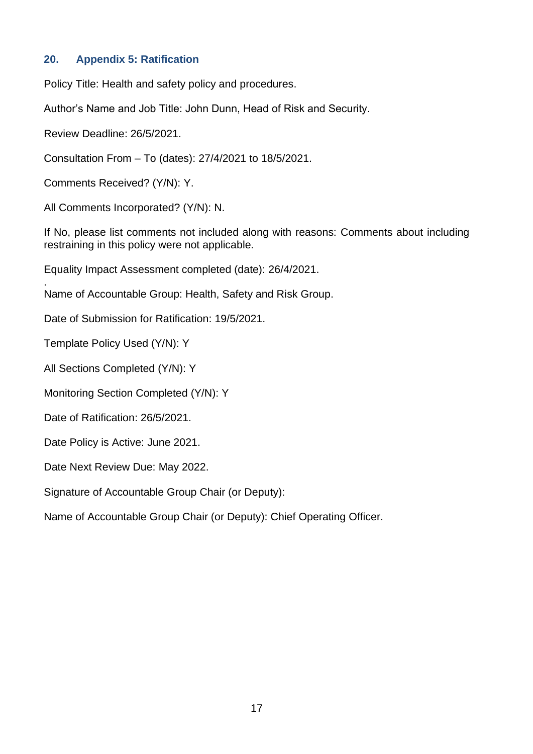## 20. Appendix 5: Ratification

Policy Title: Health and safety policy and procedures.

Author's Name and Job Title: John Dunn, Head of Risk and Security.

Review Deadline: 26/5/2021.

Consultation From – To (dates): 27/4/2021 to 18/5/2021.

Comments Received? (Y/N): Y.

All Comments Incorporated? (Y/N): N.

If No, please list comments not included along with reasons: Comments about including restraining in this policy were not applicable.

Equality Impact Assessment completed (date): 26/4/2021.

.
Name of Accountable Group: Health, Safety and Risk Group.

Date of Submission for Ratification: 19/5/2021.

Template Policy Used (Y/N): Y

All Sections Completed (Y/N): Y

Monitoring Section Completed (Y/N): Y

Date of Ratification: 26/5/2021.

Date Policy is Active: June 2021.

Date Next Review Due: May 2022.

Signature of Accountable Group Chair (or Deputy):

Name of Accountable Group Chair (or Deputy): Chief Operating Officer.